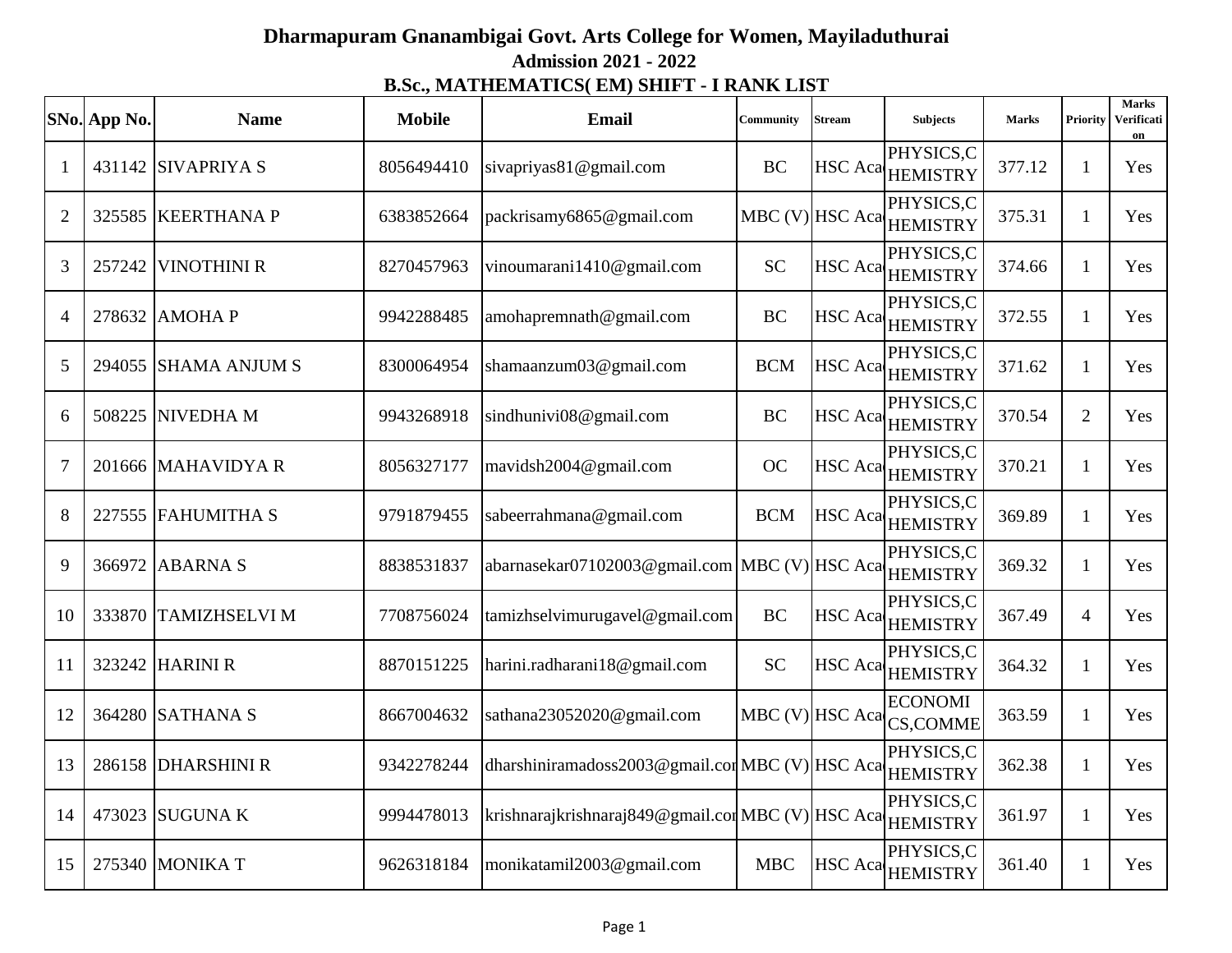# Dharmapuram Gnanambigai Govt. Arts College for Women, Mayiladuthurai

## Admission 2021 - 2022

### B.Sc., MATHEMATICS( EM) SHIFT - I RANK LIST

| SNo. | App No. | Name | Mobile | Email | Community | Stream | Subjects | Marks | Priority | Marks Verification |
|---|---|---|---|---|---|---|---|---|---|---|
| 1 | 431142 | SIVAPRIYA S | 8056494410 | sivapriyas81@gmail.com | BC | HSC Aca | PHYSICS,CHEMISTRY | 377.12 | 1 | Yes |
| 2 | 325585 | KEERTHANA P | 6383852664 | packrisamy6865@gmail.com | MBC (V) | HSC Aca | PHYSICS,CHEMISTRY | 375.31 | 1 | Yes |
| 3 | 257242 | VINOTHINI R | 8270457963 | vinoumarani1410@gmail.com | SC | HSC Aca | PHYSICS,CHEMISTRY | 374.66 | 1 | Yes |
| 4 | 278632 | AMOHA P | 9942288485 | amohapremnath@gmail.com | BC | HSC Aca | PHYSICS,CHEMISTRY | 372.55 | 1 | Yes |
| 5 | 294055 | SHAMA ANJUM S | 8300064954 | shamaanzum03@gmail.com | BCM | HSC Aca | PHYSICS,CHEMISTRY | 371.62 | 1 | Yes |
| 6 | 508225 | NIVEDHA M | 9943268918 | sindhunivi08@gmail.com | BC | HSC Aca | PHYSICS,CHEMISTRY | 370.54 | 2 | Yes |
| 7 | 201666 | MAHAVIDYA R | 8056327177 | mavidsh2004@gmail.com | OC | HSC Aca | PHYSICS,CHEMISTRY | 370.21 | 1 | Yes |
| 8 | 227555 | FAHUMITHA S | 9791879455 | sabeerrahmana@gmail.com | BCM | HSC Aca | PHYSICS,CHEMISTRY | 369.89 | 1 | Yes |
| 9 | 366972 | ABARNA S | 8838531837 | abarnasekar07102003@gmail.com | MBC (V) | HSC Aca | PHYSICS,CHEMISTRY | 369.32 | 1 | Yes |
| 10 | 333870 | TAMIZHSELVI M | 7708756024 | tamizhselvimurugavel@gmail.com | BC | HSC Aca | PHYSICS,CHEMISTRY | 367.49 | 4 | Yes |
| 11 | 323242 | HARINI R | 8870151225 | harini.radharani18@gmail.com | SC | HSC Aca | PHYSICS,CHEMISTRY | 364.32 | 1 | Yes |
| 12 | 364280 | SATHANA S | 8667004632 | sathana23052020@gmail.com | MBC (V) | HSC Aca | ECONOMICS,COMME | 363.59 | 1 | Yes |
| 13 | 286158 | DHARSHINI R | 9342278244 | dharshiniramadoss2003@gmail.con | MBC (V) | HSC Aca | PHYSICS,CHEMISTRY | 362.38 | 1 | Yes |
| 14 | 473023 | SUGUNA K | 9994478013 | krishnarajkrishnaraj849@gmail.con | MBC (V) | HSC Aca | PHYSICS,CHEMISTRY | 361.97 | 1 | Yes |
| 15 | 275340 | MONIKA T | 9626318184 | monikatamil2003@gmail.com | MBC | HSC Aca | PHYSICS,CHEMISTRY | 361.40 | 1 | Yes |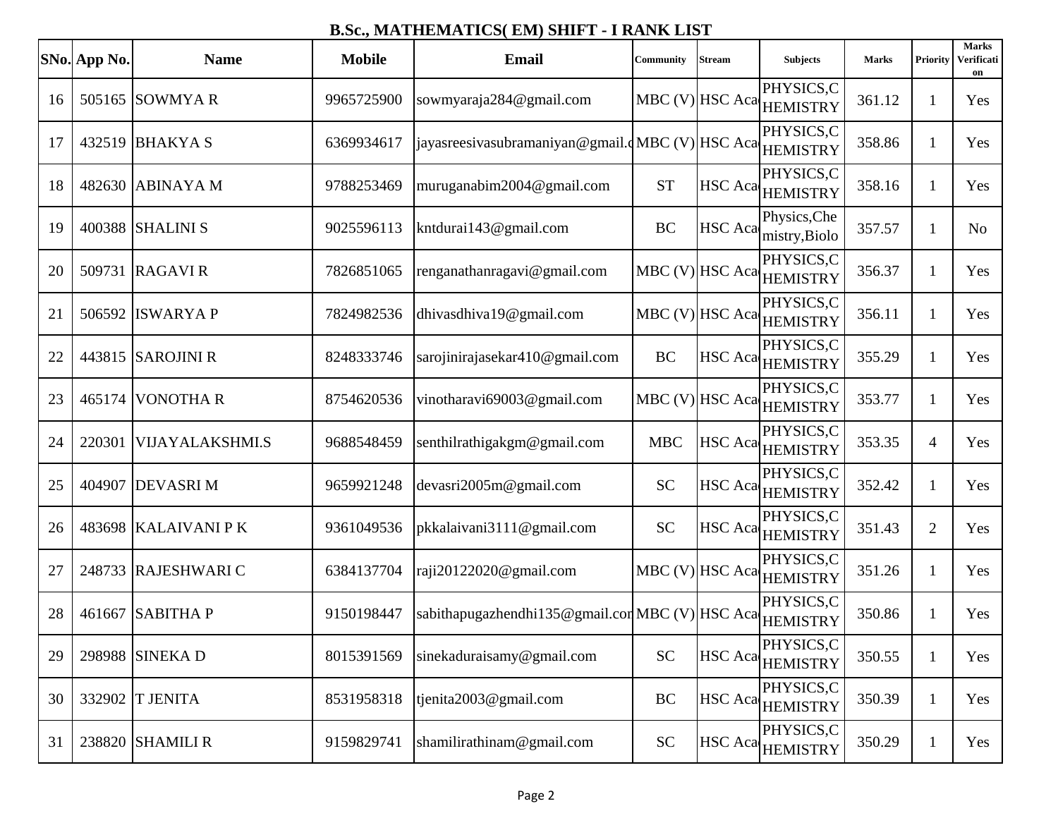## B.Sc., MATHEMATICS( EM) SHIFT - I RANK LIST

| SNo. | App No. | Name | Mobile | Email | Community | Stream | Subjects | Marks | Priority | Marks Verification |
|---|---|---|---|---|---|---|---|---|---|---|
| 16 | 505165 | SOWMYA R | 9965725900 | sowmyaraja284@gmail.com | MBC (V) | HSC Aca | PHYSICS,CHEMISTRY | 361.12 | 1 | Yes |
| 17 | 432519 | BHAKYA S | 6369934617 | jayasreesivasubramaniyan@gmail.c | MBC (V) | HSC Aca | PHYSICS,CHEMISTRY | 358.86 | 1 | Yes |
| 18 | 482630 | ABINAYA M | 9788253469 | muruganabim2004@gmail.com | ST | HSC Aca | PHYSICS,CHEMISTRY | 358.16 | 1 | Yes |
| 19 | 400388 | SHALINI S | 9025596113 | kntdurai143@gmail.com | BC | HSC Aca | Physics,Chemistry,Biolo | 357.57 | 1 | No |
| 20 | 509731 | RAGAVI R | 7826851065 | renganathanragavi@gmail.com | MBC (V) | HSC Aca | PHYSICS,CHEMISTRY | 356.37 | 1 | Yes |
| 21 | 506592 | ISWARYA P | 7824982536 | dhivasdhiva19@gmail.com | MBC (V) | HSC Aca | PHYSICS,CHEMISTRY | 356.11 | 1 | Yes |
| 22 | 443815 | SAROJINI R | 8248333746 | sarojinirajasekar410@gmail.com | BC | HSC Aca | PHYSICS,CHEMISTRY | 355.29 | 1 | Yes |
| 23 | 465174 | VONOTHA R | 8754620536 | vinotharavi69003@gmail.com | MBC (V) | HSC Aca | PHYSICS,CHEMISTRY | 353.77 | 1 | Yes |
| 24 | 220301 | VIJAYALAKSHMI.S | 9688548459 | senthilrathigakgm@gmail.com | MBC | HSC Aca | PHYSICS,CHEMISTRY | 353.35 | 4 | Yes |
| 25 | 404907 | DEVASRI M | 9659921248 | devasri2005m@gmail.com | SC | HSC Aca | PHYSICS,CHEMISTRY | 352.42 | 1 | Yes |
| 26 | 483698 | KALAIVANI P K | 9361049536 | pkkalaivani3111@gmail.com | SC | HSC Aca | PHYSICS,CHEMISTRY | 351.43 | 2 | Yes |
| 27 | 248733 | RAJESHWARI C | 6384137704 | raji20122020@gmail.com | MBC (V) | HSC Aca | PHYSICS,CHEMISTRY | 351.26 | 1 | Yes |
| 28 | 461667 | SABITHA P | 9150198447 | sabithapugazhendhi135@gmail.com | MBC (V) | HSC Aca | PHYSICS,CHEMISTRY | 350.86 | 1 | Yes |
| 29 | 298988 | SINEKA D | 8015391569 | sinekaduraisamy@gmail.com | SC | HSC Aca | PHYSICS,CHEMISTRY | 350.55 | 1 | Yes |
| 30 | 332902 | T JENITA | 8531958318 | tjenita2003@gmail.com | BC | HSC Aca | PHYSICS,CHEMISTRY | 350.39 | 1 | Yes |
| 31 | 238820 | SHAMILI R | 9159829741 | shamilirathinam@gmail.com | SC | HSC Aca | PHYSICS,CHEMISTRY | 350.29 | 1 | Yes |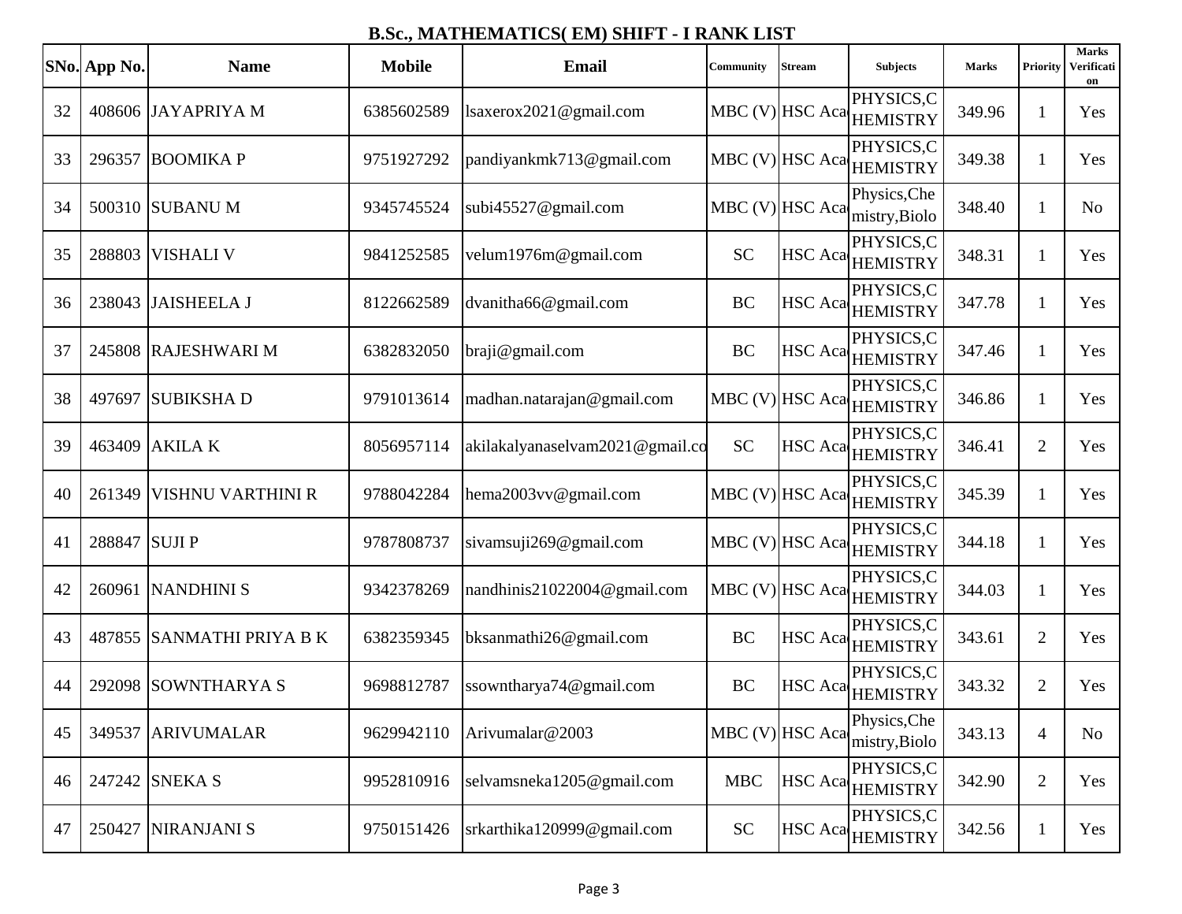## B.Sc., MATHEMATICS( EM) SHIFT - I RANK LIST

| SNo. | App No. | Name | Mobile | Email | Community | Stream | Subjects | Marks | Priority | Marks Verification |
|---|---|---|---|---|---|---|---|---|---|---|
| 32 | 408606 | JAYAPRIYA M | 6385602589 | lsaxerox2021@gmail.com | MBC (V) | HSC Aca | PHYSICS,CHEMISTRY | 349.96 | 1 | Yes |
| 33 | 296357 | BOOMIKA P | 9751927292 | pandiyankmk713@gmail.com | MBC (V) | HSC Aca | PHYSICS,CHEMISTRY | 349.38 | 1 | Yes |
| 34 | 500310 | SUBANU M | 9345745524 | subi45527@gmail.com | MBC (V) | HSC Aca | Physics,Chemistry,Biolo | 348.40 | 1 | No |
| 35 | 288803 | VISHALI V | 9841252585 | velum1976m@gmail.com | SC | HSC Aca | PHYSICS,CHEMISTRY | 348.31 | 1 | Yes |
| 36 | 238043 | JAISHEELA J | 8122662589 | dvanitha66@gmail.com | BC | HSC Aca | PHYSICS,CHEMISTRY | 347.78 | 1 | Yes |
| 37 | 245808 | RAJESHWARI M | 6382832050 | braji@gmail.com | BC | HSC Aca | PHYSICS,CHEMISTRY | 347.46 | 1 | Yes |
| 38 | 497697 | SUBIKSHA D | 9791013614 | madhan.natarajan@gmail.com | MBC (V) | HSC Aca | PHYSICS,CHEMISTRY | 346.86 | 1 | Yes |
| 39 | 463409 | AKILA K | 8056957114 | akilakalyanaselvam2021@gmail.co | SC | HSC Aca | PHYSICS,CHEMISTRY | 346.41 | 2 | Yes |
| 40 | 261349 | VISHNU VARTHINI R | 9788042284 | hema2003vv@gmail.com | MBC (V) | HSC Aca | PHYSICS,CHEMISTRY | 345.39 | 1 | Yes |
| 41 | 288847 | SUJI P | 9787808737 | sivamsuji269@gmail.com | MBC (V) | HSC Aca | PHYSICS,CHEMISTRY | 344.18 | 1 | Yes |
| 42 | 260961 | NANDHINI S | 9342378269 | nandhinis21022004@gmail.com | MBC (V) | HSC Aca | PHYSICS,CHEMISTRY | 344.03 | 1 | Yes |
| 43 | 487855 | SANMATHI PRIYA B K | 6382359345 | bksanmathi26@gmail.com | BC | HSC Aca | PHYSICS,CHEMISTRY | 343.61 | 2 | Yes |
| 44 | 292098 | SOWNTHARYA S | 9698812787 | ssowntharya74@gmail.com | BC | HSC Aca | PHYSICS,CHEMISTRY | 343.32 | 2 | Yes |
| 45 | 349537 | ARIVUMALAR | 9629942110 | Arivumalar@2003 | MBC (V) | HSC Aca | Physics,Chemistry,Biolo | 343.13 | 4 | No |
| 46 | 247242 | SNEKA S | 9952810916 | selvamsneka1205@gmail.com | MBC | HSC Aca | PHYSICS,CHEMISTRY | 342.90 | 2 | Yes |
| 47 | 250427 | NIRANJANI S | 9750151426 | srkarthika120999@gmail.com | SC | HSC Aca | PHYSICS,CHEMISTRY | 342.56 | 1 | Yes |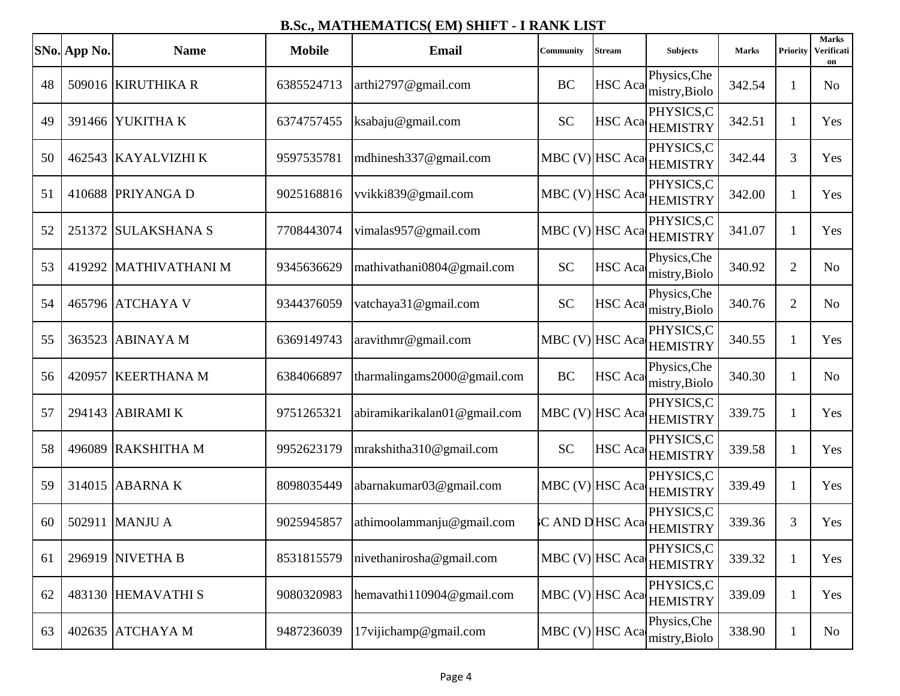## B.Sc., MATHEMATICS( EM) SHIFT - I RANK LIST

| SNo. | App No. | Name | Mobile | Email | Community | Stream | Subjects | Marks | Priority | Marks Verification |
|---|---|---|---|---|---|---|---|---|---|---|
| 48 | 509016 | KIRUTHIKA R | 6385524713 | arthi2797@gmail.com | BC | HSC Aca | Physics,Chemistry,Biolo | 342.54 | 1 | No |
| 49 | 391466 | YUKITHA K | 6374757455 | ksabaju@gmail.com | SC | HSC Aca | PHYSICS,CHEMISTRY | 342.51 | 1 | Yes |
| 50 | 462543 | KAYALVIZHI K | 9597535781 | mdhinesh337@gmail.com | MBC (V) | HSC Aca | PHYSICS,CHEMISTRY | 342.44 | 3 | Yes |
| 51 | 410688 | PRIYANGA D | 9025168816 | vvikki839@gmail.com | MBC (V) | HSC Aca | PHYSICS,CHEMISTRY | 342.00 | 1 | Yes |
| 52 | 251372 | SULAKSHANA S | 7708443074 | vimalas957@gmail.com | MBC (V) | HSC Aca | PHYSICS,CHEMISTRY | 341.07 | 1 | Yes |
| 53 | 419292 | MATHIVATHANI M | 9345636629 | mathivathani0804@gmail.com | SC | HSC Aca | Physics,Chemistry,Biolo | 340.92 | 2 | No |
| 54 | 465796 | ATCHAYA V | 9344376059 | vatchaya31@gmail.com | SC | HSC Aca | Physics,Chemistry,Biolo | 340.76 | 2 | No |
| 55 | 363523 | ABINAYA M | 6369149743 | aravithmr@gmail.com | MBC (V) | HSC Aca | PHYSICS,CHEMISTRY | 340.55 | 1 | Yes |
| 56 | 420957 | KEERTHANA M | 6384066897 | tharmalingams2000@gmail.com | BC | HSC Aca | Physics,Chemistry,Biolo | 340.30 | 1 | No |
| 57 | 294143 | ABIRAMI K | 9751265321 | abiramikarikalan01@gmail.com | MBC (V) | HSC Aca | PHYSICS,CHEMISTRY | 339.75 | 1 | Yes |
| 58 | 496089 | RAKSHITHA M | 9952623179 | mrakshitha310@gmail.com | SC | HSC Aca | PHYSICS,CHEMISTRY | 339.58 | 1 | Yes |
| 59 | 314015 | ABARNA K | 8098035449 | abarnakumar03@gmail.com | MBC (V) | HSC Aca | PHYSICS,CHEMISTRY | 339.49 | 1 | Yes |
| 60 | 502911 | MANJU A | 9025945857 | athimoolammanju@gmail.com | C AND D | HSC Aca | PHYSICS,CHEMISTRY | 339.36 | 3 | Yes |
| 61 | 296919 | NIVETHA B | 8531815579 | nivethanirosha@gmail.com | MBC (V) | HSC Aca | PHYSICS,CHEMISTRY | 339.32 | 1 | Yes |
| 62 | 483130 | HEMAVATHI S | 9080320983 | hemavathi110904@gmail.com | MBC (V) | HSC Aca | PHYSICS,CHEMISTRY | 339.09 | 1 | Yes |
| 63 | 402635 | ATCHAYA M | 9487236039 | 17vijichamp@gmail.com | MBC (V) | HSC Aca | Physics,Chemistry,Biolo | 338.90 | 1 | No |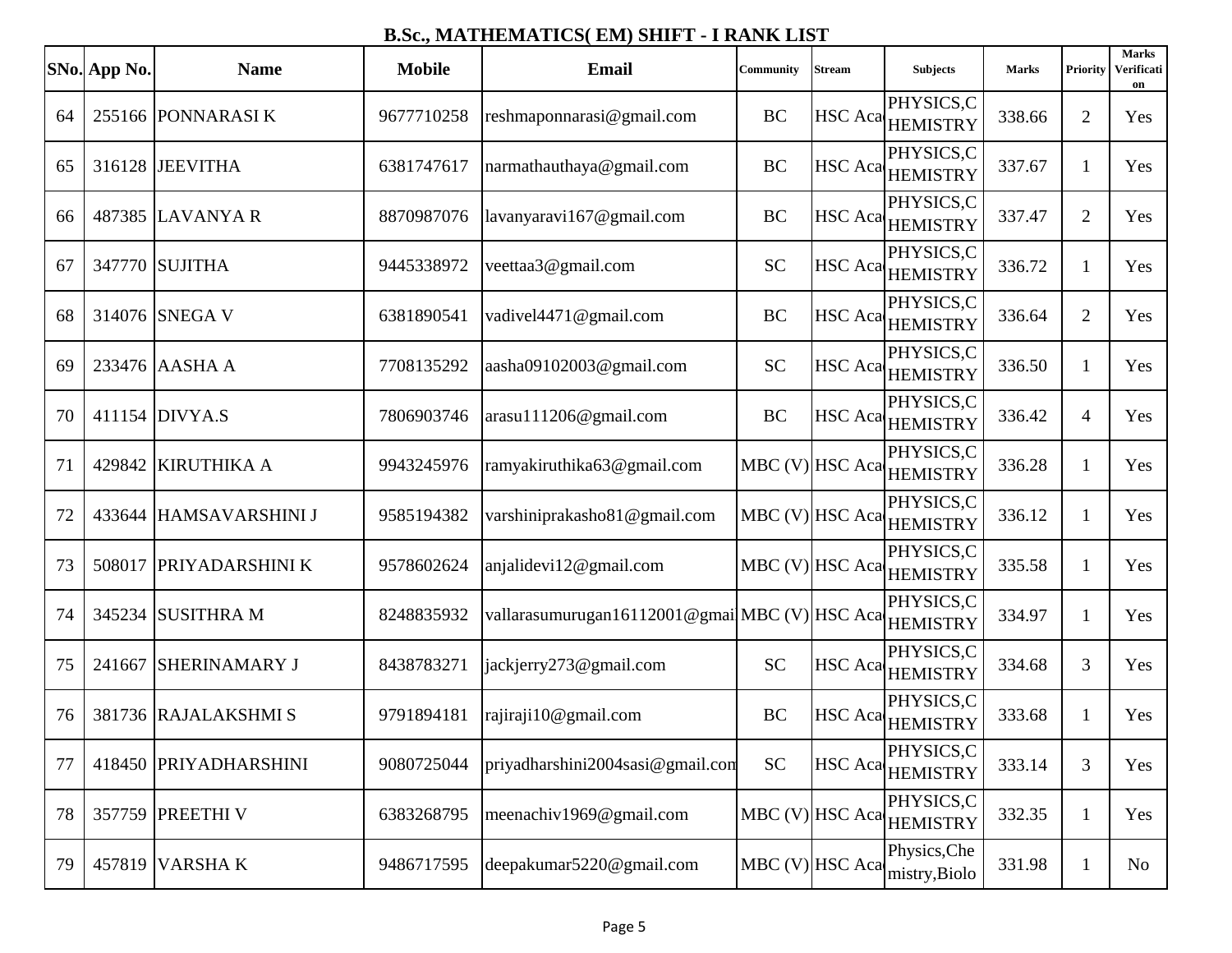## B.Sc., MATHEMATICS( EM) SHIFT - I RANK LIST

| SNo. | App No. | Name | Mobile | Email | Community | Stream | Subjects | Marks | Priority | Marks Verification |
|---|---|---|---|---|---|---|---|---|---|---|
| 64 | 255166 | PONNARASI K | 9677710258 | reshmaponnarasi@gmail.com | BC | HSC Aca | PHYSICS,CHEMISTRY | 338.66 | 2 | Yes |
| 65 | 316128 | JEEVITHA | 6381747617 | narmathauthaya@gmail.com | BC | HSC Aca | PHYSICS,CHEMISTRY | 337.67 | 1 | Yes |
| 66 | 487385 | LAVANYA R | 8870987076 | lavanyaravi167@gmail.com | BC | HSC Aca | PHYSICS,CHEMISTRY | 337.47 | 2 | Yes |
| 67 | 347770 | SUJITHA | 9445338972 | veettaa3@gmail.com | SC | HSC Aca | PHYSICS,CHEMISTRY | 336.72 | 1 | Yes |
| 68 | 314076 | SNEGA V | 6381890541 | vadivel4471@gmail.com | BC | HSC Aca | PHYSICS,CHEMISTRY | 336.64 | 2 | Yes |
| 69 | 233476 | AASHA A | 7708135292 | aasha09102003@gmail.com | SC | HSC Aca | PHYSICS,CHEMISTRY | 336.50 | 1 | Yes |
| 70 | 411154 | DIVYA.S | 7806903746 | arasu111206@gmail.com | BC | HSC Aca | PHYSICS,CHEMISTRY | 336.42 | 4 | Yes |
| 71 | 429842 | KIRUTHIKA A | 9943245976 | ramyakiruthika63@gmail.com | MBC (V) | HSC Aca | PHYSICS,CHEMISTRY | 336.28 | 1 | Yes |
| 72 | 433644 | HAMSAVARSHINI J | 9585194382 | varshiniprakasho81@gmail.com | MBC (V) | HSC Aca | PHYSICS,CHEMISTRY | 336.12 | 1 | Yes |
| 73 | 508017 | PRIYADARSHINI K | 9578602624 | anjalidevi12@gmail.com | MBC (V) | HSC Aca | PHYSICS,CHEMISTRY | 335.58 | 1 | Yes |
| 74 | 345234 | SUSITHRA M | 8248835932 | vallarasumurugan16112001@gmai | MBC (V) | HSC Aca | PHYSICS,CHEMISTRY | 334.97 | 1 | Yes |
| 75 | 241667 | SHERINAMARY J | 8438783271 | jackjerry273@gmail.com | SC | HSC Aca | PHYSICS,CHEMISTRY | 334.68 | 3 | Yes |
| 76 | 381736 | RAJALAKSHMI S | 9791894181 | rajiraji10@gmail.com | BC | HSC Aca | PHYSICS,CHEMISTRY | 333.68 | 1 | Yes |
| 77 | 418450 | PRIYADHARSHINI | 9080725044 | priyadharshini2004sasi@gmail.com | SC | HSC Aca | PHYSICS,CHEMISTRY | 333.14 | 3 | Yes |
| 78 | 357759 | PREETHI V | 6383268795 | meenachiv1969@gmail.com | MBC (V) | HSC Aca | PHYSICS,CHEMISTRY | 332.35 | 1 | Yes |
| 79 | 457819 | VARSHA K | 9486717595 | deepakumar5220@gmail.com | MBC (V) | HSC Aca | Physics,Chemistry,Biolo | 331.98 | 1 | No |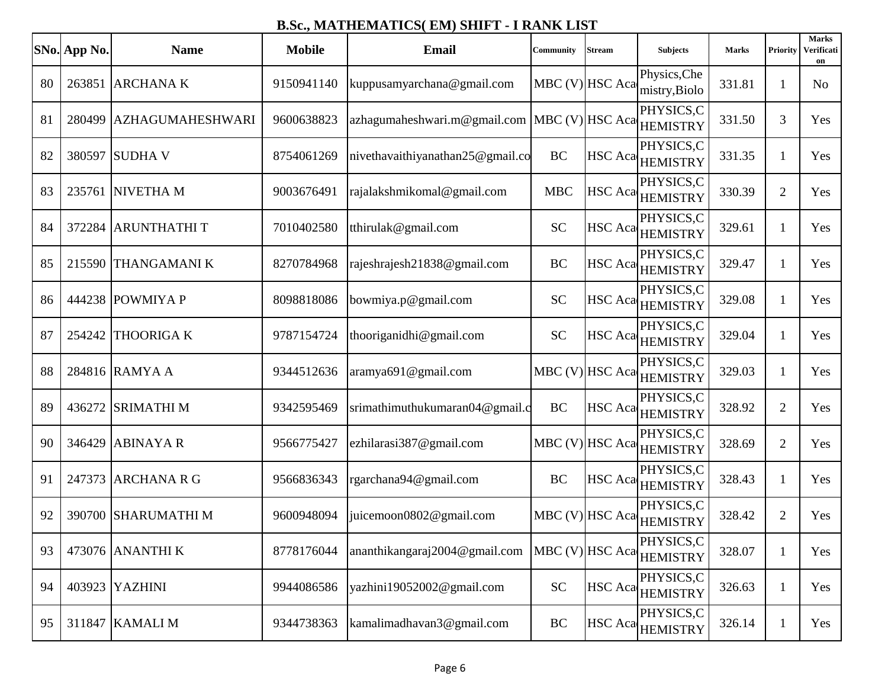# B.Sc., MATHEMATICS( EM) SHIFT - I RANK LIST

| SNo. | App No. | Name | Mobile | Email | Community | Stream | Subjects | Marks | Priority | Marks Verification |
|---|---|---|---|---|---|---|---|---|---|---|
| 80 | 263851 | ARCHANA K | 9150941140 | kuppusamyarchana@gmail.com | MBC (V) | HSC Aca | Physics,Chemistry,Biolo | 331.81 | 1 | No |
| 81 | 280499 | AZHAGUMAHESHWARI | 9600638823 | azhagumaheshwari.m@gmail.com | MBC (V) | HSC Aca | PHYSICS,CHEMISTRY | 331.50 | 3 | Yes |
| 82 | 380597 | SUDHA V | 8754061269 | nivethavaithiyanathan25@gmail.co | BC | HSC Aca | PHYSICS,CHEMISTRY | 331.35 | 1 | Yes |
| 83 | 235761 | NIVETHA M | 9003676491 | rajalakshmikomal@gmail.com | MBC | HSC Aca | PHYSICS,CHEMISTRY | 330.39 | 2 | Yes |
| 84 | 372284 | ARUNTHATHI T | 7010402580 | tthirulak@gmail.com | SC | HSC Aca | PHYSICS,CHEMISTRY | 329.61 | 1 | Yes |
| 85 | 215590 | THANGAMANI K | 8270784968 | rajeshrajesh21838@gmail.com | BC | HSC Aca | PHYSICS,CHEMISTRY | 329.47 | 1 | Yes |
| 86 | 444238 | POWMIYA P | 8098818086 | bowmiya.p@gmail.com | SC | HSC Aca | PHYSICS,CHEMISTRY | 329.08 | 1 | Yes |
| 87 | 254242 | THOORIGA K | 9787154724 | thooriganidhi@gmail.com | SC | HSC Aca | PHYSICS,CHEMISTRY | 329.04 | 1 | Yes |
| 88 | 284816 | RAMYA A | 9344512636 | aramya691@gmail.com | MBC (V) | HSC Aca | PHYSICS,CHEMISTRY | 329.03 | 1 | Yes |
| 89 | 436272 | SRIMATHI M | 9342595469 | srimathimuthukumaran04@gmail.c | BC | HSC Aca | PHYSICS,CHEMISTRY | 328.92 | 2 | Yes |
| 90 | 346429 | ABINAYA R | 9566775427 | ezhilarasi387@gmail.com | MBC (V) | HSC Aca | PHYSICS,CHEMISTRY | 328.69 | 2 | Yes |
| 91 | 247373 | ARCHANA R G | 9566836343 | rgarchana94@gmail.com | BC | HSC Aca | PHYSICS,CHEMISTRY | 328.43 | 1 | Yes |
| 92 | 390700 | SHARUMATHI M | 9600948094 | juicemoon0802@gmail.com | MBC (V) | HSC Aca | PHYSICS,CHEMISTRY | 328.42 | 2 | Yes |
| 93 | 473076 | ANANTHI K | 8778176044 | ananthikangaraj2004@gmail.com | MBC (V) | HSC Aca | PHYSICS,CHEMISTRY | 328.07 | 1 | Yes |
| 94 | 403923 | YAZHINI | 9944086586 | yazhini19052002@gmail.com | SC | HSC Aca | PHYSICS,CHEMISTRY | 326.63 | 1 | Yes |
| 95 | 311847 | KAMALI M | 9344738363 | kamalimadhavan3@gmail.com | BC | HSC Aca | PHYSICS,CHEMISTRY | 326.14 | 1 | Yes |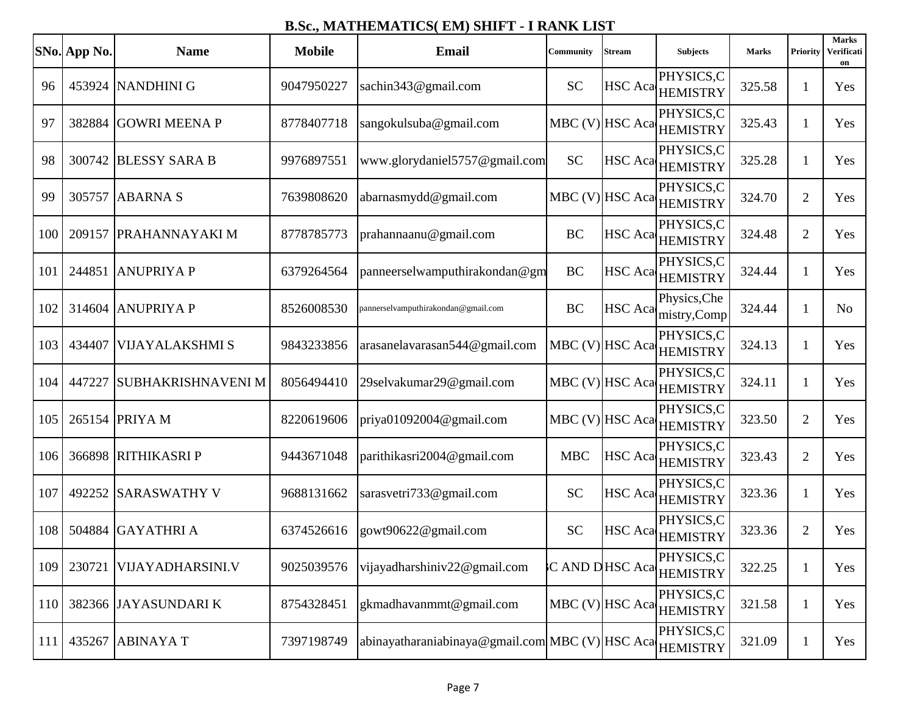## B.Sc., MATHEMATICS( EM) SHIFT - I RANK LIST

| SNo. | App No. | Name | Mobile | Email | Community | Stream | Subjects | Marks | Priority | Marks Verification |
|---|---|---|---|---|---|---|---|---|---|---|
| 96 | 453924 | NANDHINI G | 9047950227 | sachin343@gmail.com | SC | HSC Aca | PHYSICS,CHEMISTRY | 325.58 | 1 | Yes |
| 97 | 382884 | GOWRI MEENA P | 8778407718 | sangokulsuba@gmail.com | MBC (V) | HSC Aca | PHYSICS,CHEMISTRY | 325.43 | 1 | Yes |
| 98 | 300742 | BLESSY SARA B | 9976897551 | www.glorydaniel5757@gmail.com | SC | HSC Aca | PHYSICS,CHEMISTRY | 325.28 | 1 | Yes |
| 99 | 305757 | ABARNA S | 7639808620 | abarnasmydd@gmail.com | MBC (V) | HSC Aca | PHYSICS,CHEMISTRY | 324.70 | 2 | Yes |
| 100 | 209157 | PRAHANNAYAKI M | 8778785773 | prahannaanu@gmail.com | BC | HSC Aca | PHYSICS,CHEMISTRY | 324.48 | 2 | Yes |
| 101 | 244851 | ANUPRIYA P | 6379264564 | panneerselwamputhirakondan@gm | BC | HSC Aca | PHYSICS,CHEMISTRY | 324.44 | 1 | Yes |
| 102 | 314604 | ANUPRIYA P | 8526008530 | pannerselvamputhirakondan@gmail.com | BC | HSC Aca | Physics,Chemistry,Comp | 324.44 | 1 | No |
| 103 | 434407 | VIJAYALAKSHMI S | 9843233856 | arasanelavarasan544@gmail.com | MBC (V) | HSC Aca | PHYSICS,CHEMISTRY | 324.13 | 1 | Yes |
| 104 | 447227 | SUBHAKRISHNAVENI M | 8056494410 | 29selvakumar29@gmail.com | MBC (V) | HSC Aca | PHYSICS,CHEMISTRY | 324.11 | 1 | Yes |
| 105 | 265154 | PRIYA M | 8220619606 | priya01092004@gmail.com | MBC (V) | HSC Aca | PHYSICS,CHEMISTRY | 323.50 | 2 | Yes |
| 106 | 366898 | RITHIKASRI P | 9443671048 | parithikasri2004@gmail.com | MBC | HSC Aca | PHYSICS,CHEMISTRY | 323.43 | 2 | Yes |
| 107 | 492252 | SARASWATHY V | 9688131662 | sarasvetri733@gmail.com | SC | HSC Aca | PHYSICS,CHEMISTRY | 323.36 | 1 | Yes |
| 108 | 504884 | GAYATHRI A | 6374526616 | gowt90622@gmail.com | SC | HSC Aca | PHYSICS,CHEMISTRY | 323.36 | 2 | Yes |
| 109 | 230721 | VIJAYADHARSINI.V | 9025039576 | vijayadharshiniv22@gmail.com | C AND D | HSC Aca | PHYSICS,CHEMISTRY | 322.25 | 1 | Yes |
| 110 | 382366 | JAYASUNDARI K | 8754328451 | gkmadhavanmmt@gmail.com | MBC (V) | HSC Aca | PHYSICS,CHEMISTRY | 321.58 | 1 | Yes |
| 111 | 435267 | ABINAYA T | 7397198749 | abinayatharaniabinaya@gmail.com | MBC (V) | HSC Aca | PHYSICS,CHEMISTRY | 321.09 | 1 | Yes |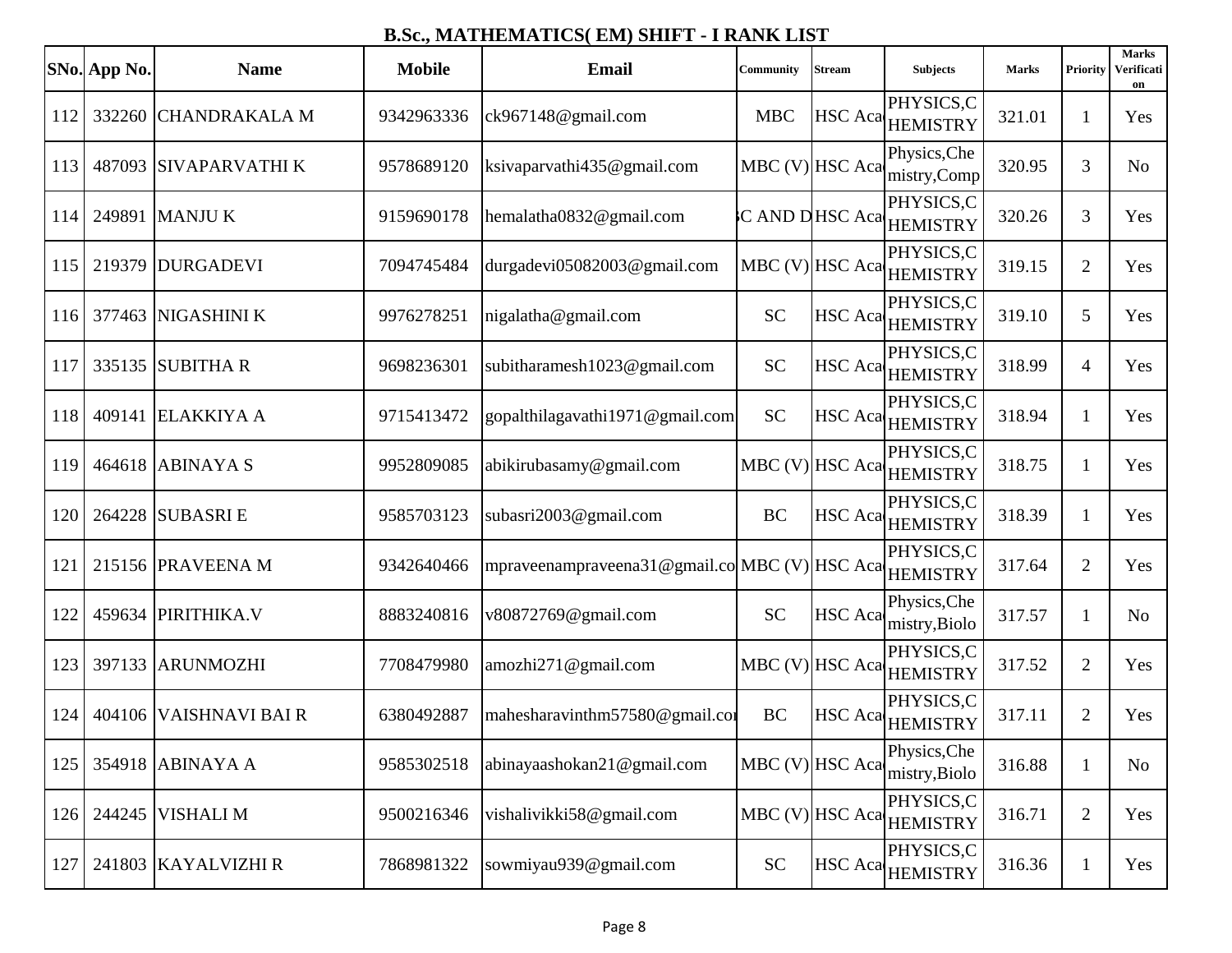# B.Sc., MATHEMATICS( EM) SHIFT - I RANK LIST

| SNo. | App No. | Name | Mobile | Email | Community | Stream | Subjects | Marks | Priority | Marks Verification |
|---|---|---|---|---|---|---|---|---|---|---|
| 112 | 332260 | CHANDRAKALA M | 9342963336 | ck967148@gmail.com | MBC | HSC Aca | PHYSICS,CHEMISTRY | 321.01 | 1 | Yes |
| 113 | 487093 | SIVAPARVATHI K | 9578689120 | ksivaparvathi435@gmail.com | MBC (V) | HSC Aca | Physics,Chemistry,Comp | 320.95 | 3 | No |
| 114 | 249891 | MANJU K | 9159690178 | hemalatha0832@gmail.com | C AND D | HSC Aca | PHYSICS,CHEMISTRY | 320.26 | 3 | Yes |
| 115 | 219379 | DURGADEVI | 7094745484 | durgadevi05082003@gmail.com | MBC (V) | HSC Aca | PHYSICS,CHEMISTRY | 319.15 | 2 | Yes |
| 116 | 377463 | NIGASHINI K | 9976278251 | nigalatha@gmail.com | SC | HSC Aca | PHYSICS,CHEMISTRY | 319.10 | 5 | Yes |
| 117 | 335135 | SUBITHA R | 9698236301 | subitharamesh1023@gmail.com | SC | HSC Aca | PHYSICS,CHEMISTRY | 318.99 | 4 | Yes |
| 118 | 409141 | ELAKKIYA A | 9715413472 | gopalthilagavathi1971@gmail.com | SC | HSC Aca | PHYSICS,CHEMISTRY | 318.94 | 1 | Yes |
| 119 | 464618 | ABINAYA S | 9952809085 | abikirubasamy@gmail.com | MBC (V) | HSC Aca | PHYSICS,CHEMISTRY | 318.75 | 1 | Yes |
| 120 | 264228 | SUBASRI E | 9585703123 | subasri2003@gmail.com | BC | HSC Aca | PHYSICS,CHEMISTRY | 318.39 | 1 | Yes |
| 121 | 215156 | PRAVEENA M | 9342640466 | mpraveenampraveena31@gmail.co | MBC (V) | HSC Aca | PHYSICS,CHEMISTRY | 317.64 | 2 | Yes |
| 122 | 459634 | PIRITHIKA.V | 8883240816 | v80872769@gmail.com | SC | HSC Aca | Physics,Chemistry,Biolo | 317.57 | 1 | No |
| 123 | 397133 | ARUNMOZHI | 7708479980 | amozhi271@gmail.com | MBC (V) | HSC Aca | PHYSICS,CHEMISTRY | 317.52 | 2 | Yes |
| 124 | 404106 | VAISHNAVI BAI R | 6380492887 | mahesharavinthm57580@gmail.co | BC | HSC Aca | PHYSICS,CHEMISTRY | 317.11 | 2 | Yes |
| 125 | 354918 | ABINAYA A | 9585302518 | abinayaashokan21@gmail.com | MBC (V) | HSC Aca | Physics,Chemistry,Biolo | 316.88 | 1 | No |
| 126 | 244245 | VISHALI M | 9500216346 | vishalivikki58@gmail.com | MBC (V) | HSC Aca | PHYSICS,CHEMISTRY | 316.71 | 2 | Yes |
| 127 | 241803 | KAYALVIZHI R | 7868981322 | sowmiyau939@gmail.com | SC | HSC Aca | PHYSICS,CHEMISTRY | 316.36 | 1 | Yes |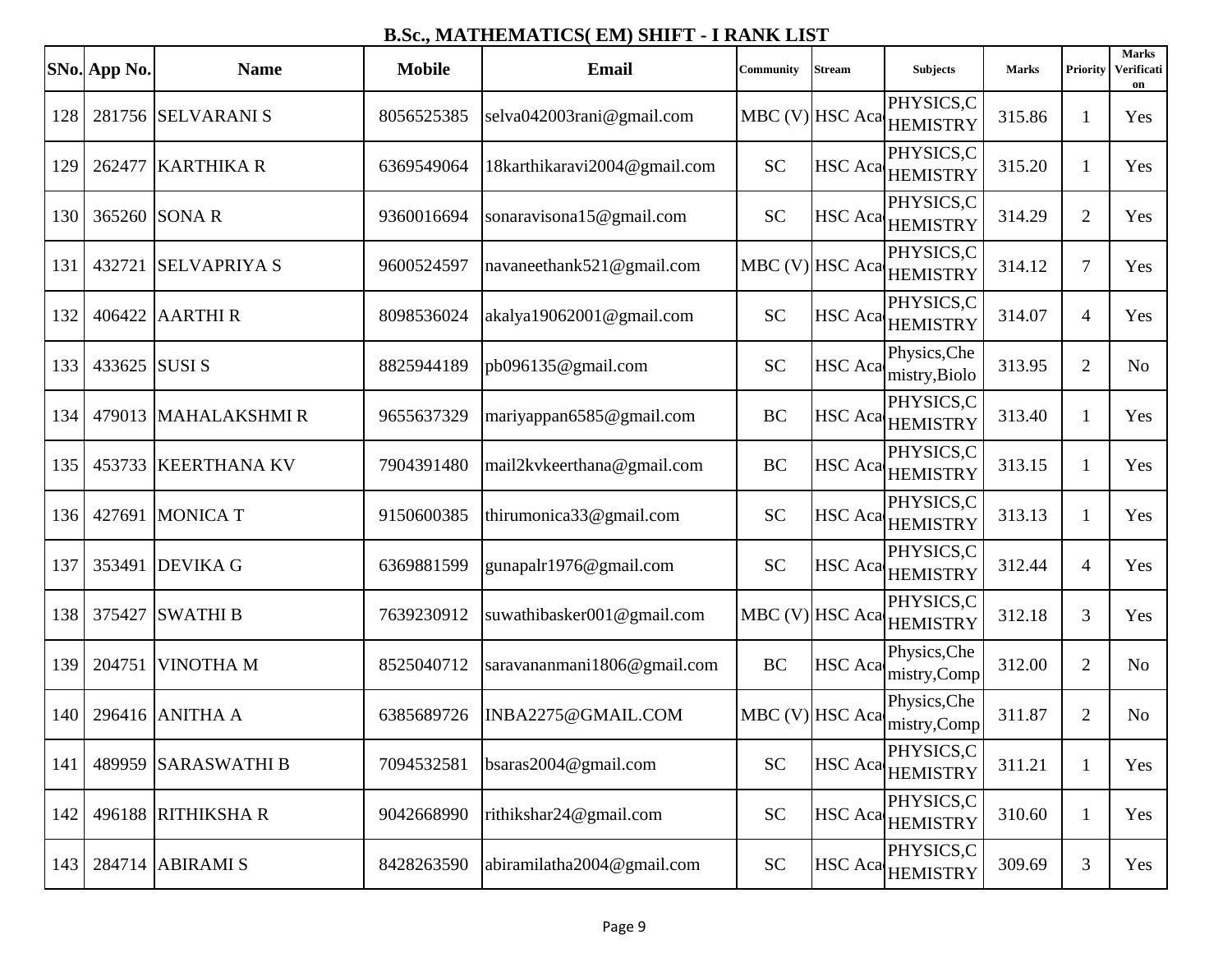## B.Sc., MATHEMATICS( EM) SHIFT - I RANK LIST

| SNo. | App No. | Name | Mobile | Email | Community | Stream | Subjects | Marks | Priority | Marks Verification |
|---|---|---|---|---|---|---|---|---|---|---|
| 128 | 281756 | SELVARANI S | 8056525385 | selva042003rani@gmail.com | MBC (V) | HSC Aca | PHYSICS,CHEMISTRY | 315.86 | 1 | Yes |
| 129 | 262477 | KARTHIKA R | 6369549064 | 18karthikaravi2004@gmail.com | SC | HSC Aca | PHYSICS,CHEMISTRY | 315.20 | 1 | Yes |
| 130 | 365260 | SONA R | 9360016694 | sonaravisona15@gmail.com | SC | HSC Aca | PHYSICS,CHEMISTRY | 314.29 | 2 | Yes |
| 131 | 432721 | SELVAPRIYA S | 9600524597 | navaneethank521@gmail.com | MBC (V) | HSC Aca | PHYSICS,CHEMISTRY | 314.12 | 7 | Yes |
| 132 | 406422 | AARTHI R | 8098536024 | akalya19062001@gmail.com | SC | HSC Aca | PHYSICS,CHEMISTRY | 314.07 | 4 | Yes |
| 133 | 433625 | SUSI S | 8825944189 | pb096135@gmail.com | SC | HSC Aca | Physics,Chemistry,Biolo | 313.95 | 2 | No |
| 134 | 479013 | MAHALAKSHMI R | 9655637329 | mariyappan6585@gmail.com | BC | HSC Aca | PHYSICS,CHEMISTRY | 313.40 | 1 | Yes |
| 135 | 453733 | KEERTHANA KV | 7904391480 | mail2kvkeerthana@gmail.com | BC | HSC Aca | PHYSICS,CHEMISTRY | 313.15 | 1 | Yes |
| 136 | 427691 | MONICA T | 9150600385 | thirumonica33@gmail.com | SC | HSC Aca | PHYSICS,CHEMISTRY | 313.13 | 1 | Yes |
| 137 | 353491 | DEVIKA G | 6369881599 | gunapalr1976@gmail.com | SC | HSC Aca | PHYSICS,CHEMISTRY | 312.44 | 4 | Yes |
| 138 | 375427 | SWATHI B | 7639230912 | suwathibasker001@gmail.com | MBC (V) | HSC Aca | PHYSICS,CHEMISTRY | 312.18 | 3 | Yes |
| 139 | 204751 | VINOTHA M | 8525040712 | saravananmani1806@gmail.com | BC | HSC Aca | Physics,Chemistry,Comp | 312.00 | 2 | No |
| 140 | 296416 | ANITHA A | 6385689726 | INBA2275@GMAIL.COM | MBC (V) | HSC Aca | Physics,Chemistry,Comp | 311.87 | 2 | No |
| 141 | 489959 | SARASWATHI B | 7094532581 | bsaras2004@gmail.com | SC | HSC Aca | PHYSICS,CHEMISTRY | 311.21 | 1 | Yes |
| 142 | 496188 | RITHIKSHA R | 9042668990 | rithikshar24@gmail.com | SC | HSC Aca | PHYSICS,CHEMISTRY | 310.60 | 1 | Yes |
| 143 | 284714 | ABIRAMI S | 8428263590 | abiramilatha2004@gmail.com | SC | HSC Aca | PHYSICS,CHEMISTRY | 309.69 | 3 | Yes |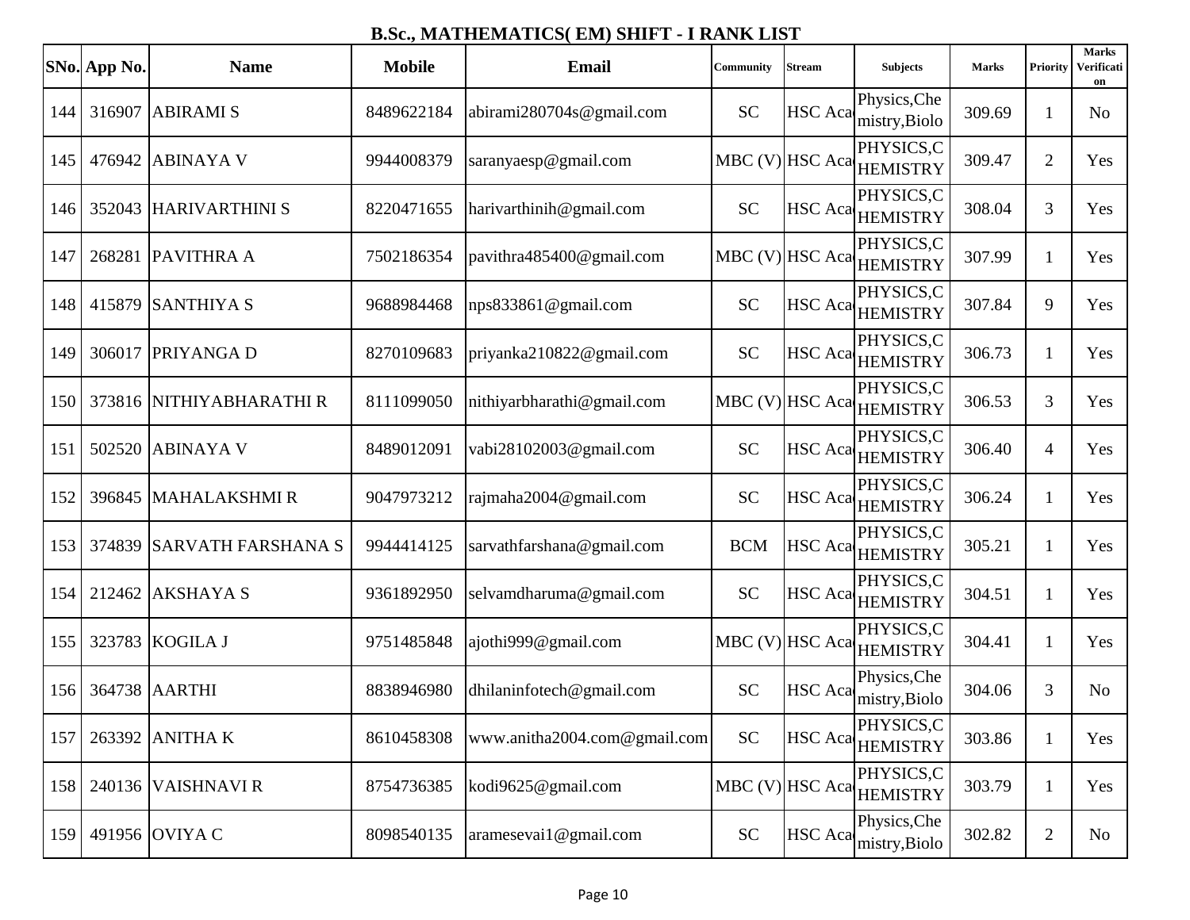# B.Sc., MATHEMATICS( EM) SHIFT - I RANK LIST

| SNo. | App No. | Name | Mobile | Email | Community | Stream | Subjects | Marks | Priority | Marks Verification |
|---|---|---|---|---|---|---|---|---|---|---|
| 144 | 316907 | ABIRAMI S | 8489622184 | abirami280704s@gmail.com | SC | HSC Aca | Physics,Chemistry,Biolo | 309.69 | 1 | No |
| 145 | 476942 | ABINAYA V | 9944008379 | saranyaesp@gmail.com | MBC (V) | HSC Aca | PHYSICS,CHEMISTRY | 309.47 | 2 | Yes |
| 146 | 352043 | HARIVARTHINI S | 8220471655 | harivarthinih@gmail.com | SC | HSC Aca | PHYSICS,CHEMISTRY | 308.04 | 3 | Yes |
| 147 | 268281 | PAVITHRA A | 7502186354 | pavithra485400@gmail.com | MBC (V) | HSC Aca | PHYSICS,CHEMISTRY | 307.99 | 1 | Yes |
| 148 | 415879 | SANTHIYA S | 9688984468 | nps833861@gmail.com | SC | HSC Aca | PHYSICS,CHEMISTRY | 307.84 | 9 | Yes |
| 149 | 306017 | PRIYANGA D | 8270109683 | priyanka210822@gmail.com | SC | HSC Aca | PHYSICS,CHEMISTRY | 306.73 | 1 | Yes |
| 150 | 373816 | NITHIYABHARATHI R | 8111099050 | nithiyarbharathi@gmail.com | MBC (V) | HSC Aca | PHYSICS,CHEMISTRY | 306.53 | 3 | Yes |
| 151 | 502520 | ABINAYA V | 8489012091 | vabi28102003@gmail.com | SC | HSC Aca | PHYSICS,CHEMISTRY | 306.40 | 4 | Yes |
| 152 | 396845 | MAHALAKSHMI R | 9047973212 | rajmaha2004@gmail.com | SC | HSC Aca | PHYSICS,CHEMISTRY | 306.24 | 1 | Yes |
| 153 | 374839 | SARVATH FARSHANA S | 9944414125 | sarvathfarshana@gmail.com | BCM | HSC Aca | PHYSICS,CHEMISTRY | 305.21 | 1 | Yes |
| 154 | 212462 | AKSHAYA S | 9361892950 | selvamdharuma@gmail.com | SC | HSC Aca | PHYSICS,CHEMISTRY | 304.51 | 1 | Yes |
| 155 | 323783 | KOGILA J | 9751485848 | ajothi999@gmail.com | MBC (V) | HSC Aca | PHYSICS,CHEMISTRY | 304.41 | 1 | Yes |
| 156 | 364738 | AARTHI | 8838946980 | dhilaninfotech@gmail.com | SC | HSC Aca | Physics,Chemistry,Biolo | 304.06 | 3 | No |
| 157 | 263392 | ANITHA K | 8610458308 | www.anitha2004.com@gmail.com | SC | HSC Aca | PHYSICS,CHEMISTRY | 303.86 | 1 | Yes |
| 158 | 240136 | VAISHNAVI R | 8754736385 | kodi9625@gmail.com | MBC (V) | HSC Aca | PHYSICS,CHEMISTRY | 303.79 | 1 | Yes |
| 159 | 491956 | OVIYA C | 8098540135 | aramesevai1@gmail.com | SC | HSC Aca | Physics,Chemistry,Biolo | 302.82 | 2 | No |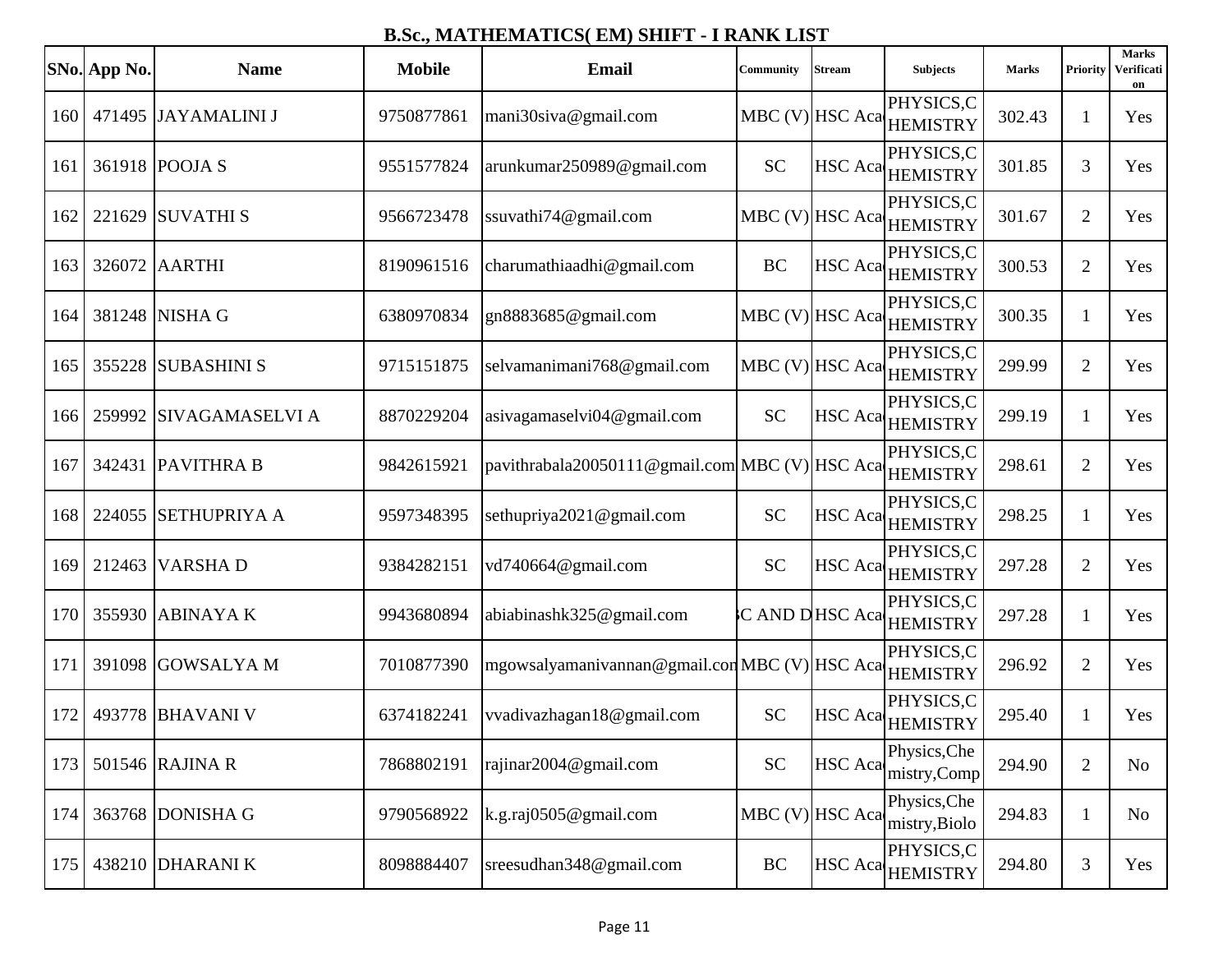## B.Sc., MATHEMATICS( EM) SHIFT - I RANK LIST

| SNo. | App No. | Name | Mobile | Email | Community | Stream | Subjects | Marks | Priority | Marks Verification |
|---|---|---|---|---|---|---|---|---|---|---|
| 160 | 471495 | JAYAMALINI J | 9750877861 | mani30siva@gmail.com | MBC (V) | HSC Aca | PHYSICS,CHEMISTRY | 302.43 | 1 | Yes |
| 161 | 361918 | POOJA S | 9551577824 | arunkumar250989@gmail.com | SC | HSC Aca | PHYSICS,CHEMISTRY | 301.85 | 3 | Yes |
| 162 | 221629 | SUVATHI S | 9566723478 | ssuvathi74@gmail.com | MBC (V) | HSC Aca | PHYSICS,CHEMISTRY | 301.67 | 2 | Yes |
| 163 | 326072 | AARTHI | 8190961516 | charumathiaadhi@gmail.com | BC | HSC Aca | PHYSICS,CHEMISTRY | 300.53 | 2 | Yes |
| 164 | 381248 | NISHA G | 6380970834 | gn8883685@gmail.com | MBC (V) | HSC Aca | PHYSICS,CHEMISTRY | 300.35 | 1 | Yes |
| 165 | 355228 | SUBASHINI S | 9715151875 | selvamanimani768@gmail.com | MBC (V) | HSC Aca | PHYSICS,CHEMISTRY | 299.99 | 2 | Yes |
| 166 | 259992 | SIVAGAMASELVI A | 8870229204 | asivagamaselvi04@gmail.com | SC | HSC Aca | PHYSICS,CHEMISTRY | 299.19 | 1 | Yes |
| 167 | 342431 | PAVITHRA B | 9842615921 | pavithrabala20050111@gmail.com | MBC (V) | HSC Aca | PHYSICS,CHEMISTRY | 298.61 | 2 | Yes |
| 168 | 224055 | SETHUPRIYA A | 9597348395 | sethupriya2021@gmail.com | SC | HSC Aca | PHYSICS,CHEMISTRY | 298.25 | 1 | Yes |
| 169 | 212463 | VARSHA D | 9384282151 | vd740664@gmail.com | SC | HSC Aca | PHYSICS,CHEMISTRY | 297.28 | 2 | Yes |
| 170 | 355930 | ABINAYA K | 9943680894 | abiabinashk325@gmail.com | C AND D | HSC Aca | PHYSICS,CHEMISTRY | 297.28 | 1 | Yes |
| 171 | 391098 | GOWSALYA M | 7010877390 | mgowsalyamanivannan@gmail.com | MBC (V) | HSC Aca | PHYSICS,CHEMISTRY | 296.92 | 2 | Yes |
| 172 | 493778 | BHAVANI V | 6374182241 | vvadivazhagan18@gmail.com | SC | HSC Aca | PHYSICS,CHEMISTRY | 295.40 | 1 | Yes |
| 173 | 501546 | RAJINA R | 7868802191 | rajinar2004@gmail.com | SC | HSC Aca | Physics,Chemistry,Comp | 294.90 | 2 | No |
| 174 | 363768 | DONISHA G | 9790568922 | k.g.raj0505@gmail.com | MBC (V) | HSC Aca | Physics,Chemistry,Biolo | 294.83 | 1 | No |
| 175 | 438210 | DHARANI K | 8098884407 | sreesudhan348@gmail.com | BC | HSC Aca | PHYSICS,CHEMISTRY | 294.80 | 3 | Yes |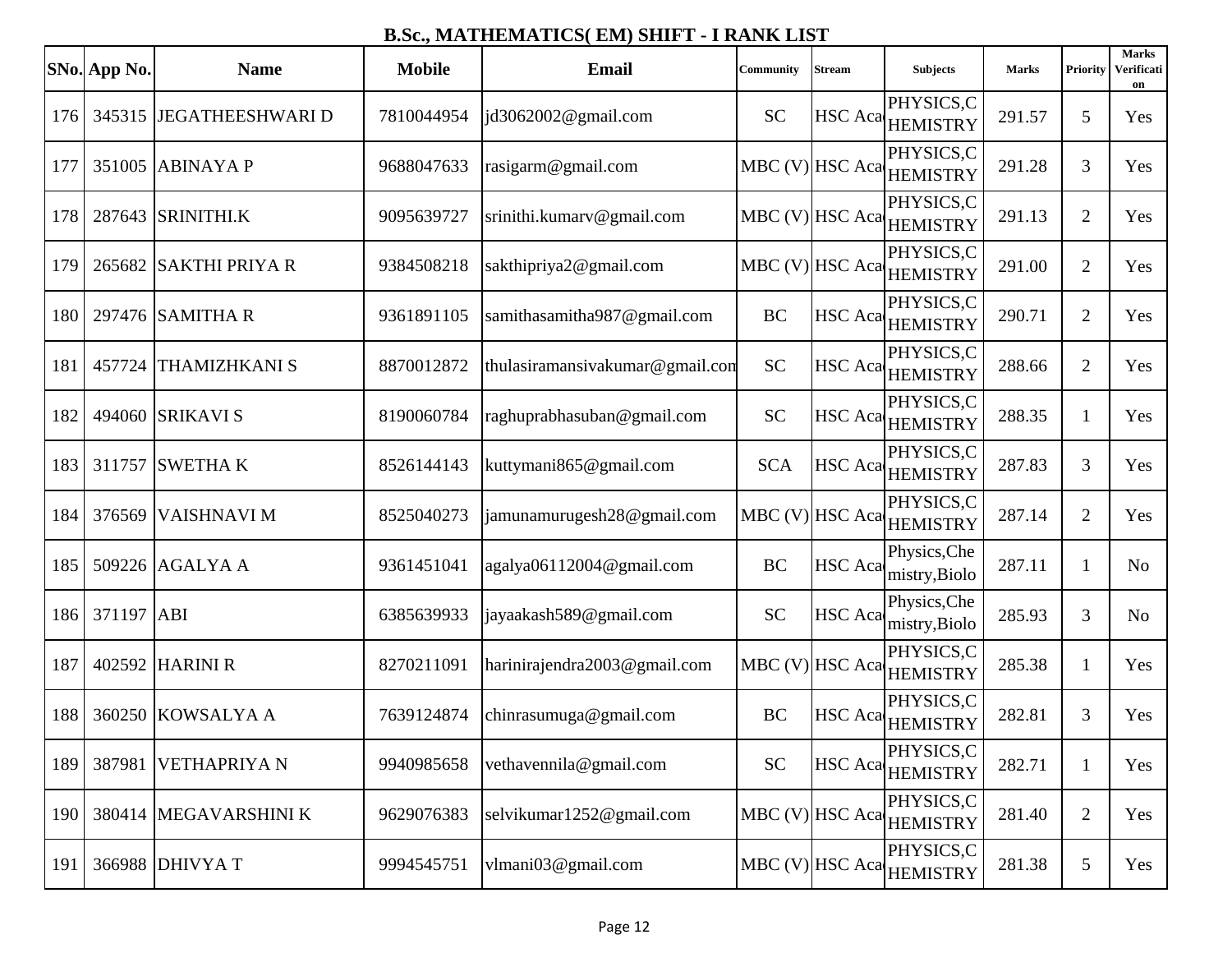## B.Sc., MATHEMATICS( EM) SHIFT - I RANK LIST

| SNo. | App No. | Name | Mobile | Email | Community | Stream | Subjects | Marks | Priority | Marks Verification |
|---|---|---|---|---|---|---|---|---|---|---|
| 176 | 345315 | JEGATHEESHWARI D | 7810044954 | jd3062002@gmail.com | SC | HSC Aca | PHYSICS,CHEMISTRY | 291.57 | 5 | Yes |
| 177 | 351005 | ABINAYA P | 9688047633 | rasigarm@gmail.com | MBC (V) | HSC Aca | PHYSICS,CHEMISTRY | 291.28 | 3 | Yes |
| 178 | 287643 | SRINITHI.K | 9095639727 | srinithi.kumarv@gmail.com | MBC (V) | HSC Aca | PHYSICS,CHEMISTRY | 291.13 | 2 | Yes |
| 179 | 265682 | SAKTHI PRIYA R | 9384508218 | sakthipriya2@gmail.com | MBC (V) | HSC Aca | PHYSICS,CHEMISTRY | 291.00 | 2 | Yes |
| 180 | 297476 | SAMITHA R | 9361891105 | samithasamitha987@gmail.com | BC | HSC Aca | PHYSICS,CHEMISTRY | 290.71 | 2 | Yes |
| 181 | 457724 | THAMIZHKANI S | 8870012872 | thulasiramansivakumar@gmail.com | SC | HSC Aca | PHYSICS,CHEMISTRY | 288.66 | 2 | Yes |
| 182 | 494060 | SRIKAVI S | 8190060784 | raghuprabhasuban@gmail.com | SC | HSC Aca | PHYSICS,CHEMISTRY | 288.35 | 1 | Yes |
| 183 | 311757 | SWETHA K | 8526144143 | kuttymani865@gmail.com | SCA | HSC Aca | PHYSICS,CHEMISTRY | 287.83 | 3 | Yes |
| 184 | 376569 | VAISHNAVI M | 8525040273 | jamunamurugesh28@gmail.com | MBC (V) | HSC Aca | PHYSICS,CHEMISTRY | 287.14 | 2 | Yes |
| 185 | 509226 | AGALYA A | 9361451041 | agalya06112004@gmail.com | BC | HSC Aca | Physics,Chemistry,Biolo | 287.11 | 1 | No |
| 186 | 371197 | ABI | 6385639933 | jayaakash589@gmail.com | SC | HSC Aca | Physics,Chemistry,Biolo | 285.93 | 3 | No |
| 187 | 402592 | HARINI R | 8270211091 | harinirajendra2003@gmail.com | MBC (V) | HSC Aca | PHYSICS,CHEMISTRY | 285.38 | 1 | Yes |
| 188 | 360250 | KOWSALYA A | 7639124874 | chinrasumuga@gmail.com | BC | HSC Aca | PHYSICS,CHEMISTRY | 282.81 | 3 | Yes |
| 189 | 387981 | VETHAPRIYA N | 9940985658 | vethavennila@gmail.com | SC | HSC Aca | PHYSICS,CHEMISTRY | 282.71 | 1 | Yes |
| 190 | 380414 | MEGAVARSHINI K | 9629076383 | selvikumar1252@gmail.com | MBC (V) | HSC Aca | PHYSICS,CHEMISTRY | 281.40 | 2 | Yes |
| 191 | 366988 | DHIVYA T | 9994545751 | vlmani03@gmail.com | MBC (V) | HSC Aca | PHYSICS,CHEMISTRY | 281.38 | 5 | Yes |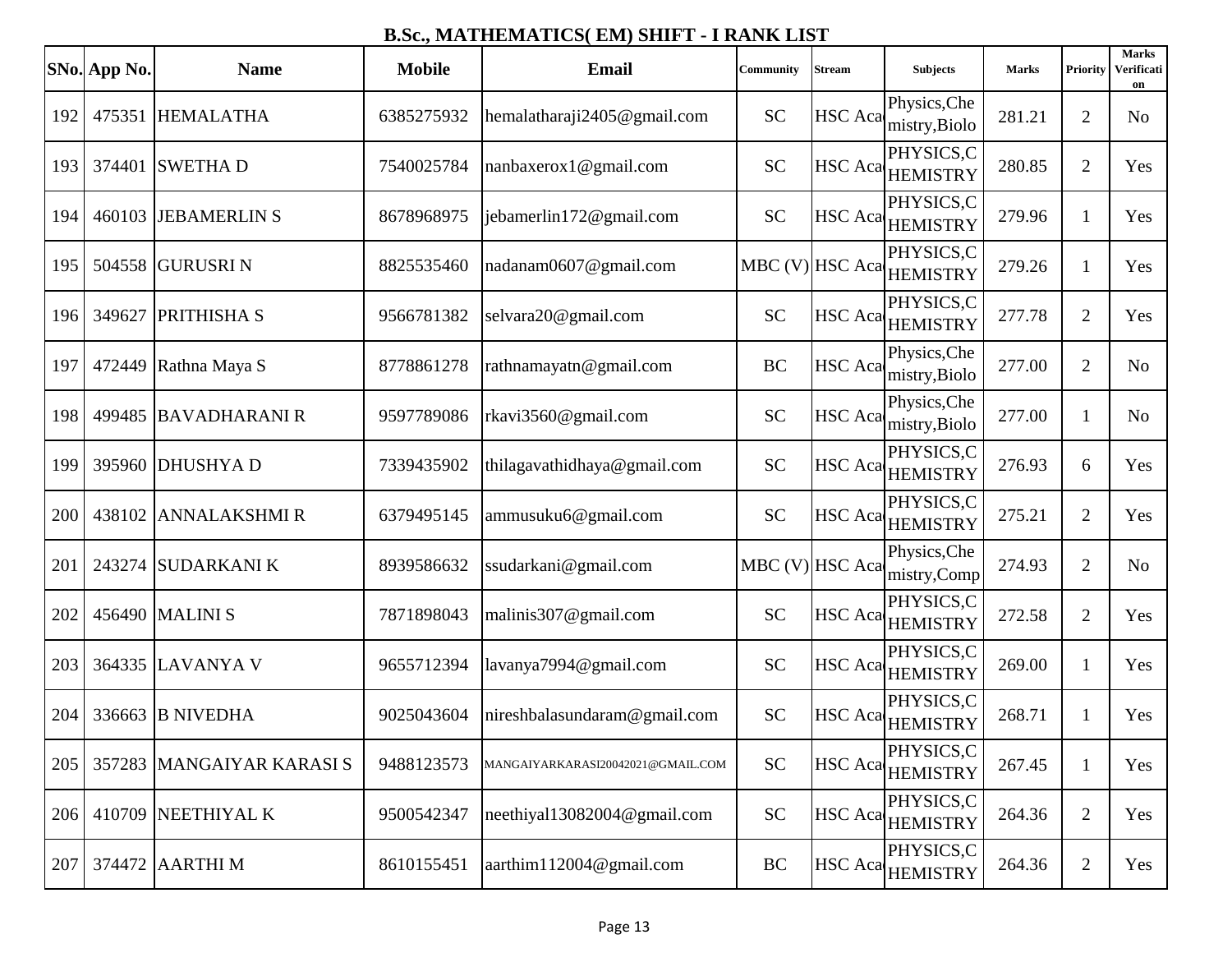# B.Sc., MATHEMATICS( EM) SHIFT - I RANK LIST

| SNo. | App No. | Name | Mobile | Email | Community | Stream | Subjects | Marks | Priority | Marks Verification |
|---|---|---|---|---|---|---|---|---|---|---|
| 192 | 475351 | HEMALATHA | 6385275932 | hemalatharaji2405@gmail.com | SC | HSC Aca | Physics,Chemistry,Biolo | 281.21 | 2 | No |
| 193 | 374401 | SWETHA D | 7540025784 | nanbaxerox1@gmail.com | SC | HSC Aca | PHYSICS,CHEMISTRY | 280.85 | 2 | Yes |
| 194 | 460103 | JEBAMERLIN S | 8678968975 | jebamerlin172@gmail.com | SC | HSC Aca | PHYSICS,CHEMISTRY | 279.96 | 1 | Yes |
| 195 | 504558 | GURUSRI N | 8825535460 | nadanam0607@gmail.com | MBC (V) | HSC Aca | PHYSICS,CHEMISTRY | 279.26 | 1 | Yes |
| 196 | 349627 | PRITHISHA S | 9566781382 | selvara20@gmail.com | SC | HSC Aca | PHYSICS,CHEMISTRY | 277.78 | 2 | Yes |
| 197 | 472449 | Rathna Maya S | 8778861278 | rathnamayatn@gmail.com | BC | HSC Aca | Physics,Chemistry,Biolo | 277.00 | 2 | No |
| 198 | 499485 | BAVADHARANI R | 9597789086 | rkavi3560@gmail.com | SC | HSC Aca | Physics,Chemistry,Biolo | 277.00 | 1 | No |
| 199 | 395960 | DHUSHYA D | 7339435902 | thilagavathidhaya@gmail.com | SC | HSC Aca | PHYSICS,CHEMISTRY | 276.93 | 6 | Yes |
| 200 | 438102 | ANNALAKSHMI R | 6379495145 | ammusuku6@gmail.com | SC | HSC Aca | PHYSICS,CHEMISTRY | 275.21 | 2 | Yes |
| 201 | 243274 | SUDARKANI K | 8939586632 | ssudarkani@gmail.com | MBC (V) | HSC Aca | Physics,Chemistry,Comp | 274.93 | 2 | No |
| 202 | 456490 | MALINI S | 7871898043 | malinis307@gmail.com | SC | HSC Aca | PHYSICS,CHEMISTRY | 272.58 | 2 | Yes |
| 203 | 364335 | LAVANYA V | 9655712394 | lavanya7994@gmail.com | SC | HSC Aca | PHYSICS,CHEMISTRY | 269.00 | 1 | Yes |
| 204 | 336663 | B NIVEDHA | 9025043604 | nireshbalasundaram@gmail.com | SC | HSC Aca | PHYSICS,CHEMISTRY | 268.71 | 1 | Yes |
| 205 | 357283 | MANGAIYAR KARASI S | 9488123573 | MANGAIYARKARASI20042021@GMAIL.COM | SC | HSC Aca | PHYSICS,CHEMISTRY | 267.45 | 1 | Yes |
| 206 | 410709 | NEETHIYAL K | 9500542347 | neethiyal13082004@gmail.com | SC | HSC Aca | PHYSICS,CHEMISTRY | 264.36 | 2 | Yes |
| 207 | 374472 | AARTHI M | 8610155451 | aarthim112004@gmail.com | BC | HSC Aca | PHYSICS,CHEMISTRY | 264.36 | 2 | Yes |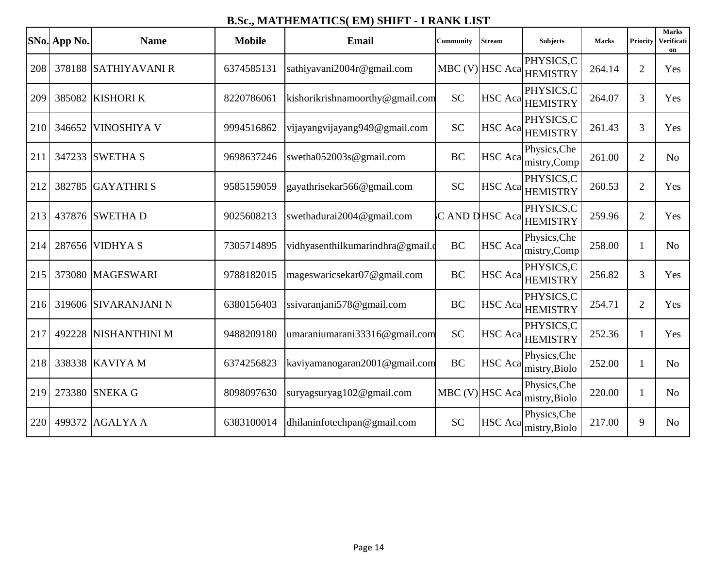## B.Sc., MATHEMATICS( EM) SHIFT - I RANK LIST

| SNo. | App No. | Name | Mobile | Email | Community | Stream | Subjects | Marks | Priority | Marks Verification |
|---|---|---|---|---|---|---|---|---|---|---|
| 208 | 378188 | SATHIYAVANI R | 6374585131 | sathiyavani2004r@gmail.com | MBC (V) | HSC Aca | PHYSICS,CHEMISTRY | 264.14 | 2 | Yes |
| 209 | 385082 | KISHORI K | 8220786061 | kishorikrishnamoorthy@gmail.com | SC | HSC Aca | PHYSICS,CHEMISTRY | 264.07 | 3 | Yes |
| 210 | 346652 | VINOSHIYA V | 9994516862 | vijayangvijayang949@gmail.com | SC | HSC Aca | PHYSICS,CHEMISTRY | 261.43 | 3 | Yes |
| 211 | 347233 | SWETHA S | 9698637246 | swetha052003s@gmail.com | BC | HSC Aca | Physics,Chemistry,Comp | 261.00 | 2 | No |
| 212 | 382785 | GAYATHRI S | 9585159059 | gayathrisekar566@gmail.com | SC | HSC Aca | PHYSICS,CHEMISTRY | 260.53 | 2 | Yes |
| 213 | 437876 | SWETHA D | 9025608213 | swethadurai2004@gmail.com | C AND D | HSC Aca | PHYSICS,CHEMISTRY | 259.96 | 2 | Yes |
| 214 | 287656 | VIDHYA S | 7305714895 | vidhyasenthilkumarindhra@gmail.c | BC | HSC Aca | Physics,Chemistry,Comp | 258.00 | 1 | No |
| 215 | 373080 | MAGESWARI | 9788182015 | mageswaricsekar07@gmail.com | BC | HSC Aca | PHYSICS,CHEMISTRY | 256.82 | 3 | Yes |
| 216 | 319606 | SIVARANJANI N | 6380156403 | ssivaranjani578@gmail.com | BC | HSC Aca | PHYSICS,CHEMISTRY | 254.71 | 2 | Yes |
| 217 | 492228 | NISHANTHINI M | 9488209180 | umaraniumarani33316@gmail.com | SC | HSC Aca | PHYSICS,CHEMISTRY | 252.36 | 1 | Yes |
| 218 | 338338 | KAVIYA M | 6374256823 | kaviyamanogaran2001@gmail.com | BC | HSC Aca | Physics,Chemistry,Biolo | 252.00 | 1 | No |
| 219 | 273380 | SNEKA G | 8098097630 | suryagsuryag102@gmail.com | MBC (V) | HSC Aca | Physics,Chemistry,Biolo | 220.00 | 1 | No |
| 220 | 499372 | AGALYA A | 6383100014 | dhilaninfotechpan@gmail.com | SC | HSC Aca | Physics,Chemistry,Biolo | 217.00 | 9 | No |